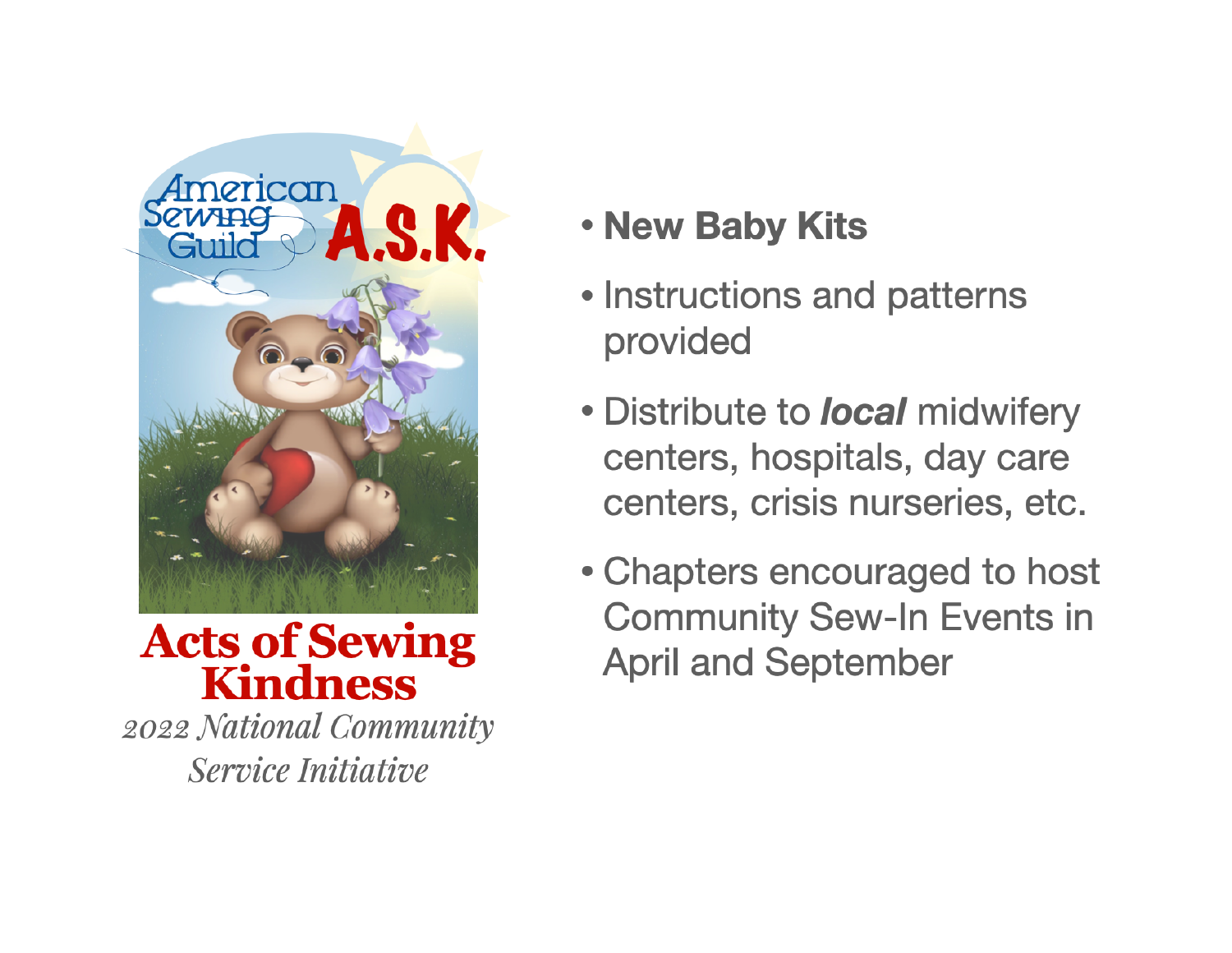American Sewing Guild

A.S.K.

# Acts of Sewing Kindness

*2022 National Community Service Initiative*

- **New Baby Kits**
- Instructions and patterns provided
- Distribute to ***local*** midwifery centers, hospitals, day care centers, crisis nurseries, etc.
- Chapters encouraged to host Community Sew-In Events in April and September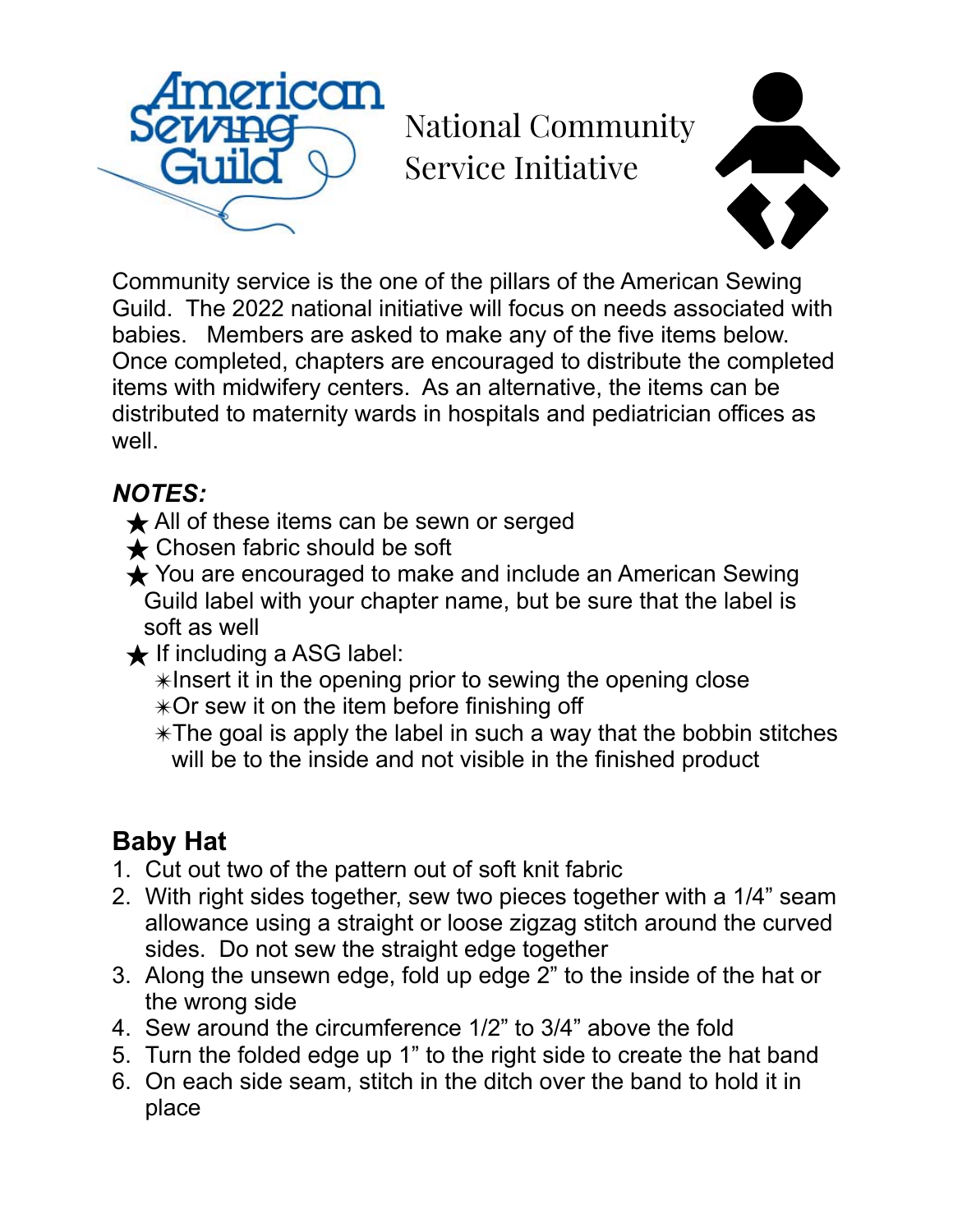# National Community Service Initiative

Community service is the one of the pillars of the American Sewing Guild. The 2022 national initiative will focus on needs associated with babies. Members are asked to make any of the five items below. Once completed, chapters are encouraged to distribute the completed items with midwifery centers. As an alternative, the items can be distributed to maternity wards in hospitals and pediatrician offices as well.

***NOTES:***

- ★ All of these items can be sewn or serged
- ★ Chosen fabric should be soft
- ★ You are encouraged to make and include an American Sewing Guild label with your chapter name, but be sure that the label is soft as well
- ★ If including a ASG label:
  - ✳Insert it in the opening prior to sewing the opening close
  - ✳Or sew it on the item before finishing off
  - ✳The goal is apply the label in such a way that the bobbin stitches will be to the inside and not visible in the finished product

## Baby Hat

1. Cut out two of the pattern out of soft knit fabric
2. With right sides together, sew two pieces together with a 1/4" seam allowance using a straight or loose zigzag stitch around the curved sides. Do not sew the straight edge together
3. Along the unsewn edge, fold up edge 2" to the inside of the hat or the wrong side
4. Sew around the circumference 1/2" to 3/4" above the fold
5. Turn the folded edge up 1" to the right side to create the hat band
6. On each side seam, stitch in the ditch over the band to hold it in place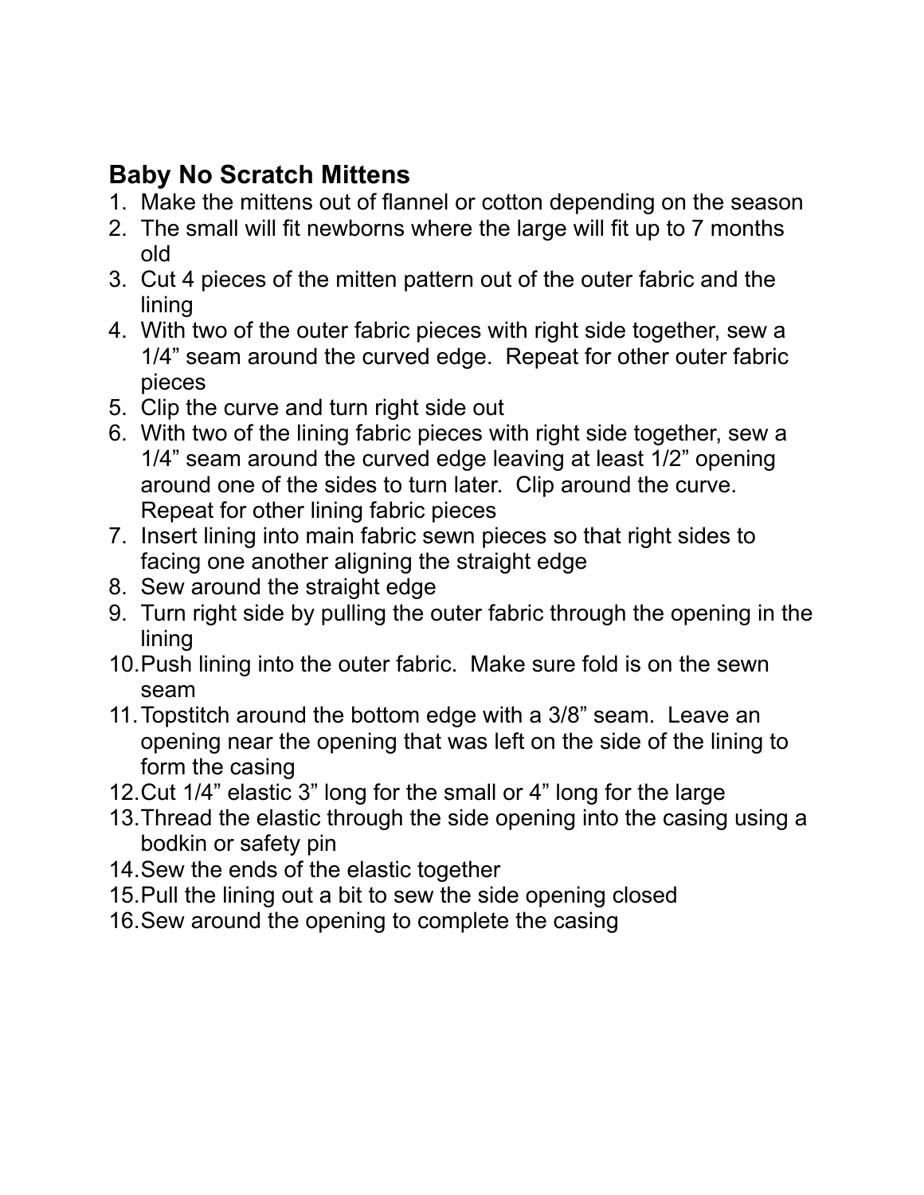## Baby No Scratch Mittens

1. Make the mittens out of flannel or cotton depending on the season
2. The small will fit newborns where the large will fit up to 7 months old
3. Cut 4 pieces of the mitten pattern out of the outer fabric and the lining
4. With two of the outer fabric pieces with right side together, sew a 1/4” seam around the curved edge. Repeat for other outer fabric pieces
5. Clip the curve and turn right side out
6. With two of the lining fabric pieces with right side together, sew a 1/4” seam around the curved edge leaving at least 1/2” opening around one of the sides to turn later. Clip around the curve. Repeat for other lining fabric pieces
7. Insert lining into main fabric sewn pieces so that right sides to facing one another aligning the straight edge
8. Sew around the straight edge
9. Turn right side by pulling the outer fabric through the opening in the lining
10. Push lining into the outer fabric. Make sure fold is on the sewn seam
11. Topstitch around the bottom edge with a 3/8” seam. Leave an opening near the opening that was left on the side of the lining to form the casing
12. Cut 1/4” elastic 3” long for the small or 4” long for the large
13. Thread the elastic through the side opening into the casing using a bodkin or safety pin
14. Sew the ends of the elastic together
15. Pull the lining out a bit to sew the side opening closed
16. Sew around the opening to complete the casing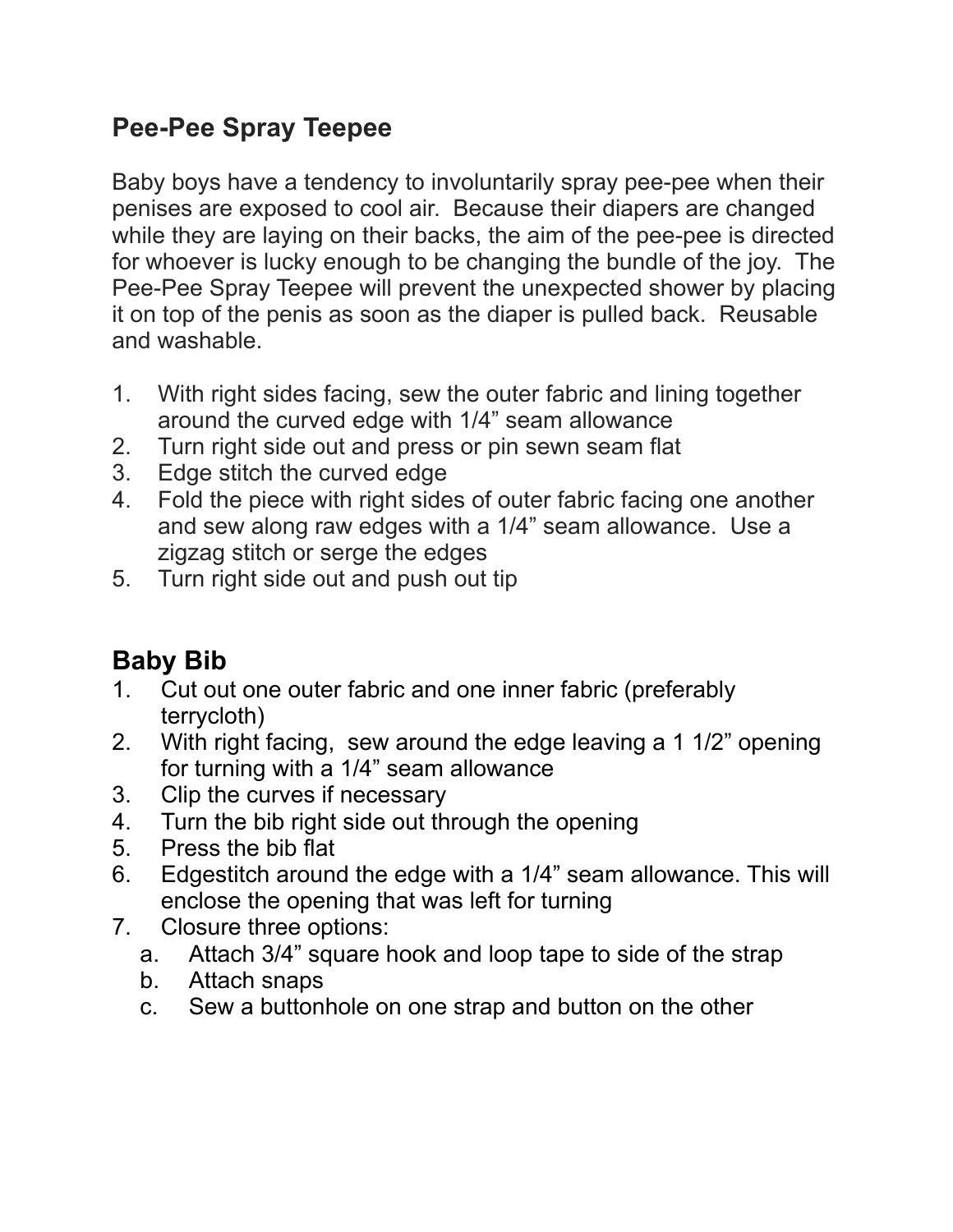## Pee-Pee Spray Teepee

Baby boys have a tendency to involuntarily spray pee-pee when their penises are exposed to cool air. Because their diapers are changed while they are laying on their backs, the aim of the pee-pee is directed for whoever is lucky enough to be changing the bundle of the joy. The Pee-Pee Spray Teepee will prevent the unexpected shower by placing it on top of the penis as soon as the diaper is pulled back. Reusable and washable.

1. With right sides facing, sew the outer fabric and lining together around the curved edge with 1/4” seam allowance
2. Turn right side out and press or pin sewn seam flat
3. Edge stitch the curved edge
4. Fold the piece with right sides of outer fabric facing one another and sew along raw edges with a 1/4” seam allowance. Use a zigzag stitch or serge the edges
5. Turn right side out and push out tip

## Baby Bib

1. Cut out one outer fabric and one inner fabric (preferably terrycloth)
2. With right facing, sew around the edge leaving a 1 1/2” opening for turning with a 1/4” seam allowance
3. Clip the curves if necessary
4. Turn the bib right side out through the opening
5. Press the bib flat
6. Edgestitch around the edge with a 1/4” seam allowance. This will enclose the opening that was left for turning
7. Closure three options:
   a. Attach 3/4” square hook and loop tape to side of the strap
   b. Attach snaps
   c. Sew a buttonhole on one strap and button on the other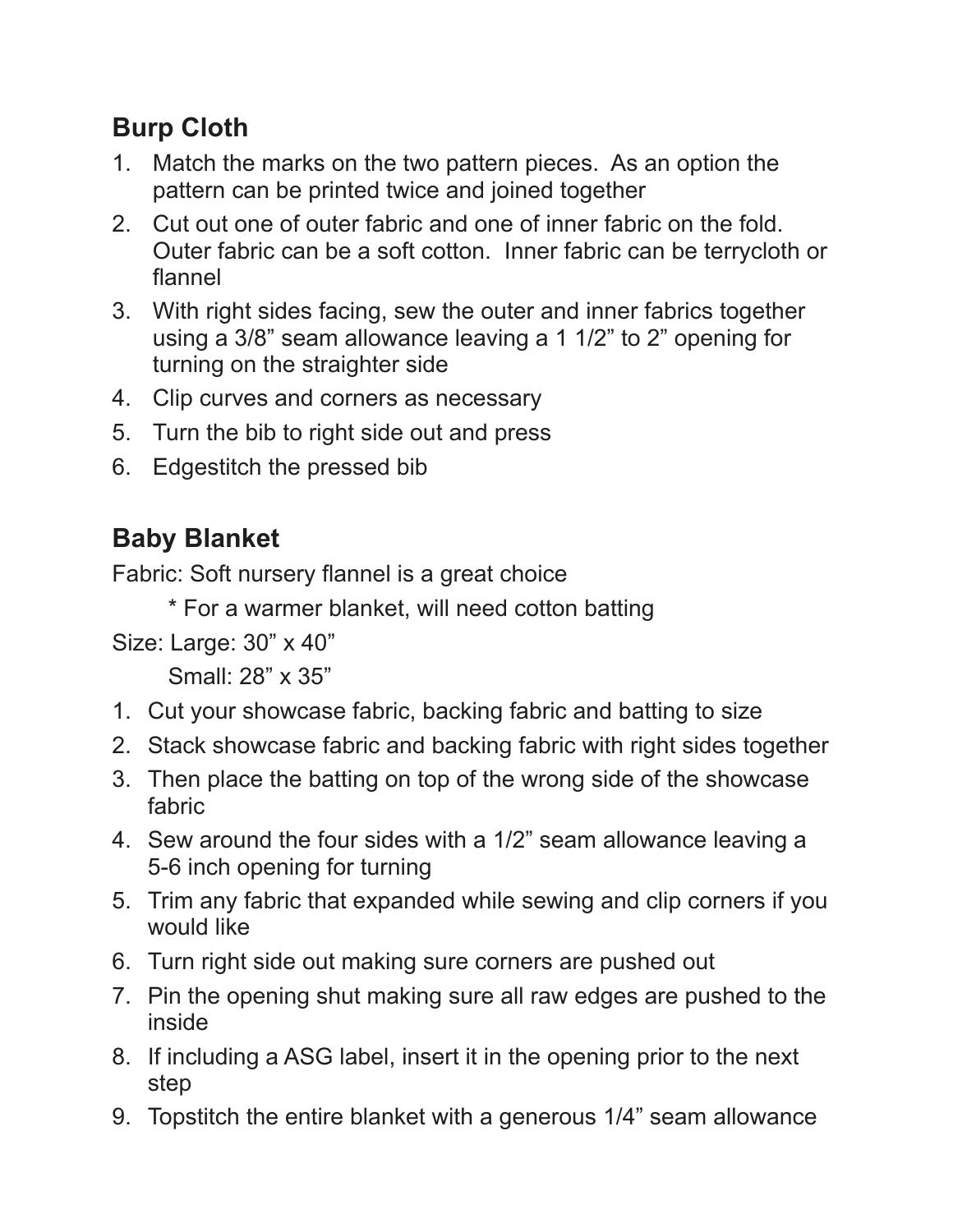## Burp Cloth

1. Match the marks on the two pattern pieces. As an option the pattern can be printed twice and joined together
2. Cut out one of outer fabric and one of inner fabric on the fold. Outer fabric can be a soft cotton. Inner fabric can be terrycloth or flannel
3. With right sides facing, sew the outer and inner fabrics together using a 3/8" seam allowance leaving a 1 1/2" to 2" opening for turning on the straighter side
4. Clip curves and corners as necessary
5. Turn the bib to right side out and press
6. Edgestitch the pressed bib

## Baby Blanket

Fabric: Soft nursery flannel is a great choice

* For a warmer blanket, will need cotton batting

Size: Large: 30" x 40"

Small: 28" x 35"

1. Cut your showcase fabric, backing fabric and batting to size
2. Stack showcase fabric and backing fabric with right sides together
3. Then place the batting on top of the wrong side of the showcase fabric
4. Sew around the four sides with a 1/2" seam allowance leaving a 5-6 inch opening for turning
5. Trim any fabric that expanded while sewing and clip corners if you would like
6. Turn right side out making sure corners are pushed out
7. Pin the opening shut making sure all raw edges are pushed to the inside
8. If including a ASG label, insert it in the opening prior to the next step
9. Topstitch the entire blanket with a generous 1/4" seam allowance